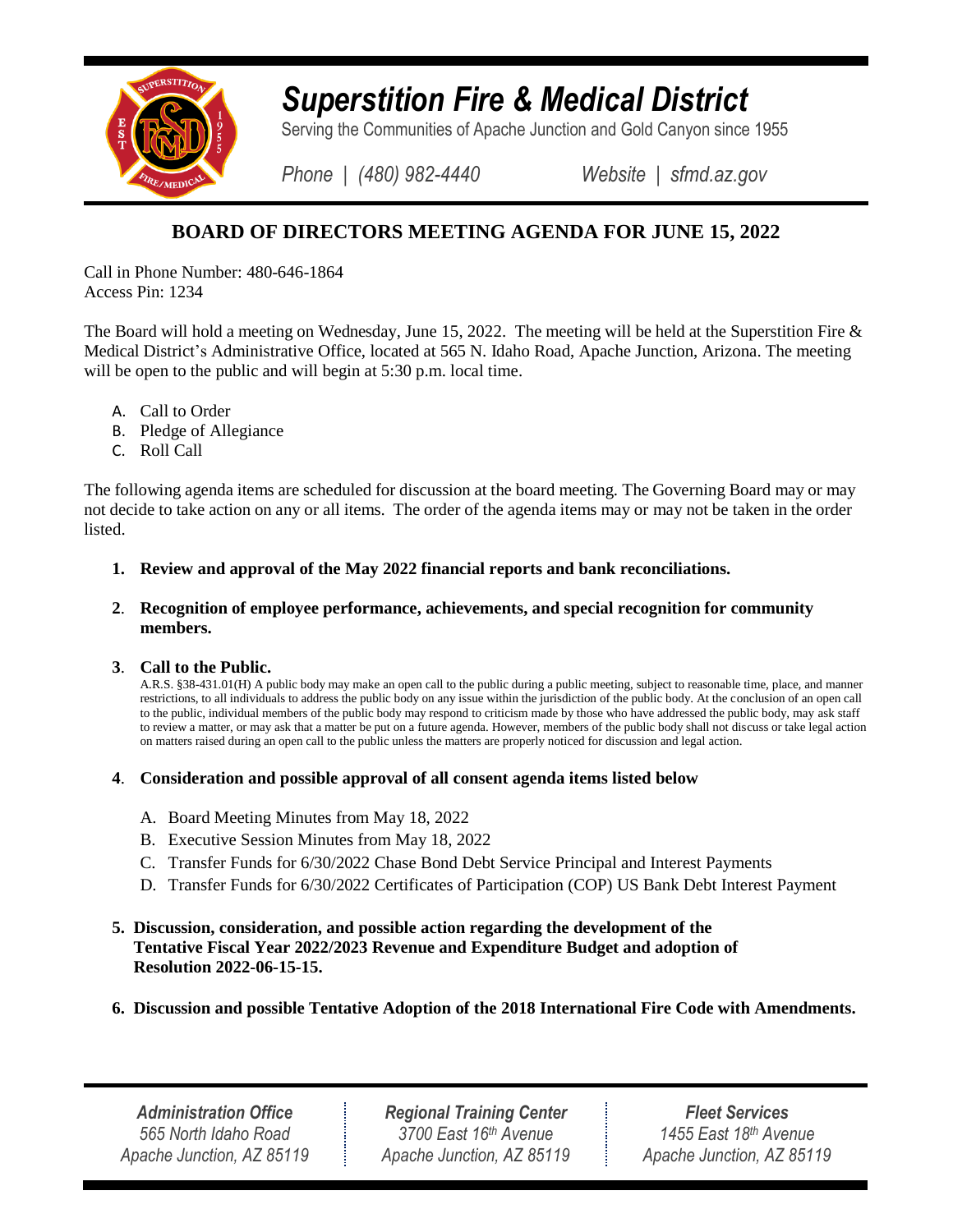# Superstition Fire & Medical District

Serving the Communities of Apache Junction and Gold Canyon since 1955

*Phone | (480) 982-4440* *Website | sfmd.az.gov*

## BOARD OF DIRECTORS MEETING AGENDA FOR JUNE 15, 2022

Call in Phone Number: 480-646-1864
Access Pin: 1234

The Board will hold a meeting on Wednesday, June 15, 2022. The meeting will be held at the Superstition Fire & Medical District's Administrative Office, located at 565 N. Idaho Road, Apache Junction, Arizona. The meeting will be open to the public and will begin at 5:30 p.m. local time.

A. Call to Order
B. Pledge of Allegiance
C. Roll Call

The following agenda items are scheduled for discussion at the board meeting. The Governing Board may or may not decide to take action on any or all items. The order of the agenda items may or may not be taken in the order listed.

**1. Review and approval of the May 2022 financial reports and bank reconciliations.**

**2. Recognition of employee performance, achievements, and special recognition for community members.**

**3. Call to the Public.**

A.R.S. §38-431.01(H) A public body may make an open call to the public during a public meeting, subject to reasonable time, place, and manner restrictions, to all individuals to address the public body on any issue within the jurisdiction of the public body. At the conclusion of an open call to the public, individual members of the public body may respond to criticism made by those who have addressed the public body, may ask staff to review a matter, or may ask that a matter be put on a future agenda. However, members of the public body shall not discuss or take legal action on matters raised during an open call to the public unless the matters are properly noticed for discussion and legal action.

**4. Consideration and possible approval of all consent agenda items listed below**

A. Board Meeting Minutes from May 18, 2022
B. Executive Session Minutes from May 18, 2022
C. Transfer Funds for 6/30/2022 Chase Bond Debt Service Principal and Interest Payments
D. Transfer Funds for 6/30/2022 Certificates of Participation (COP) US Bank Debt Interest Payment

**5. Discussion, consideration, and possible action regarding the development of the Tentative Fiscal Year 2022/2023 Revenue and Expenditure Budget and adoption of Resolution 2022-06-15-15.**

**6. Discussion and possible Tentative Adoption of the 2018 International Fire Code with Amendments.**

| *Administration Office* | *Regional Training Center* | *Fleet Services* |
|---|---|---|
| *565 North Idaho Road* | *3700 East 16th Avenue* | *1455 East 18th Avenue* |
| *Apache Junction, AZ 85119* | *Apache Junction, AZ 85119* | *Apache Junction, AZ 85119* |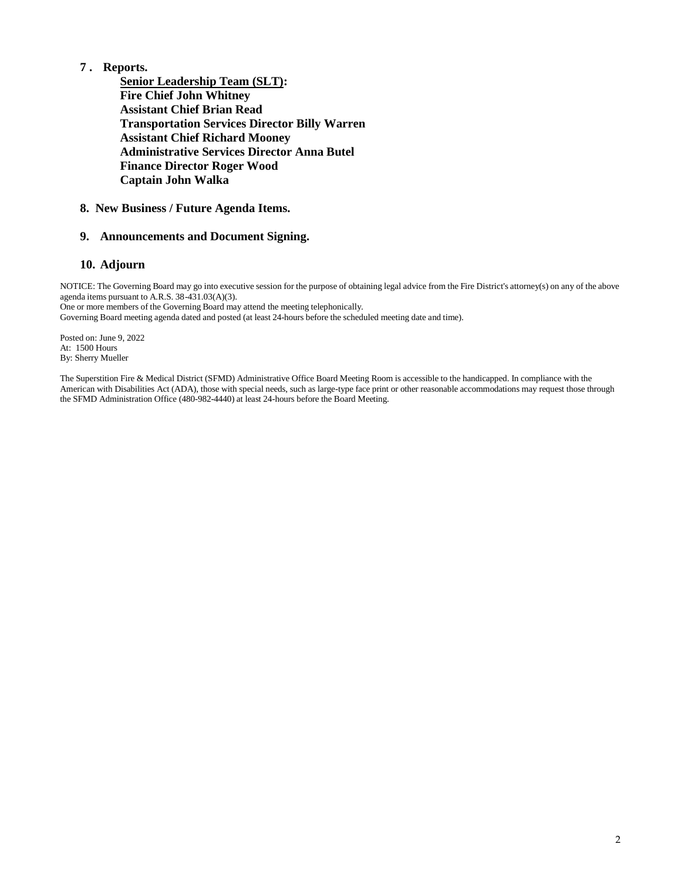**7. Reports.**

**Senior Leadership Team (SLT):**
**Fire Chief John Whitney**
**Assistant Chief Brian Read**
**Transportation Services Director Billy Warren**
**Assistant Chief Richard Mooney**
**Administrative Services Director Anna Butel**
**Finance Director Roger Wood**
**Captain John Walka**

**8. New Business / Future Agenda Items.**

**9. Announcements and Document Signing.**

**10. Adjourn**

NOTICE: The Governing Board may go into executive session for the purpose of obtaining legal advice from the Fire District's attorney(s) on any of the above agenda items pursuant to A.R.S. 38-431.03(A)(3).
One or more members of the Governing Board may attend the meeting telephonically.
Governing Board meeting agenda dated and posted (at least 24-hours before the scheduled meeting date and time).

Posted on: June 9, 2022
At: 1500 Hours
By: Sherry Mueller

The Superstition Fire & Medical District (SFMD) Administrative Office Board Meeting Room is accessible to the handicapped. In compliance with the American with Disabilities Act (ADA), those with special needs, such as large-type face print or other reasonable accommodations may request those through the SFMD Administration Office (480-982-4440) at least 24-hours before the Board Meeting.